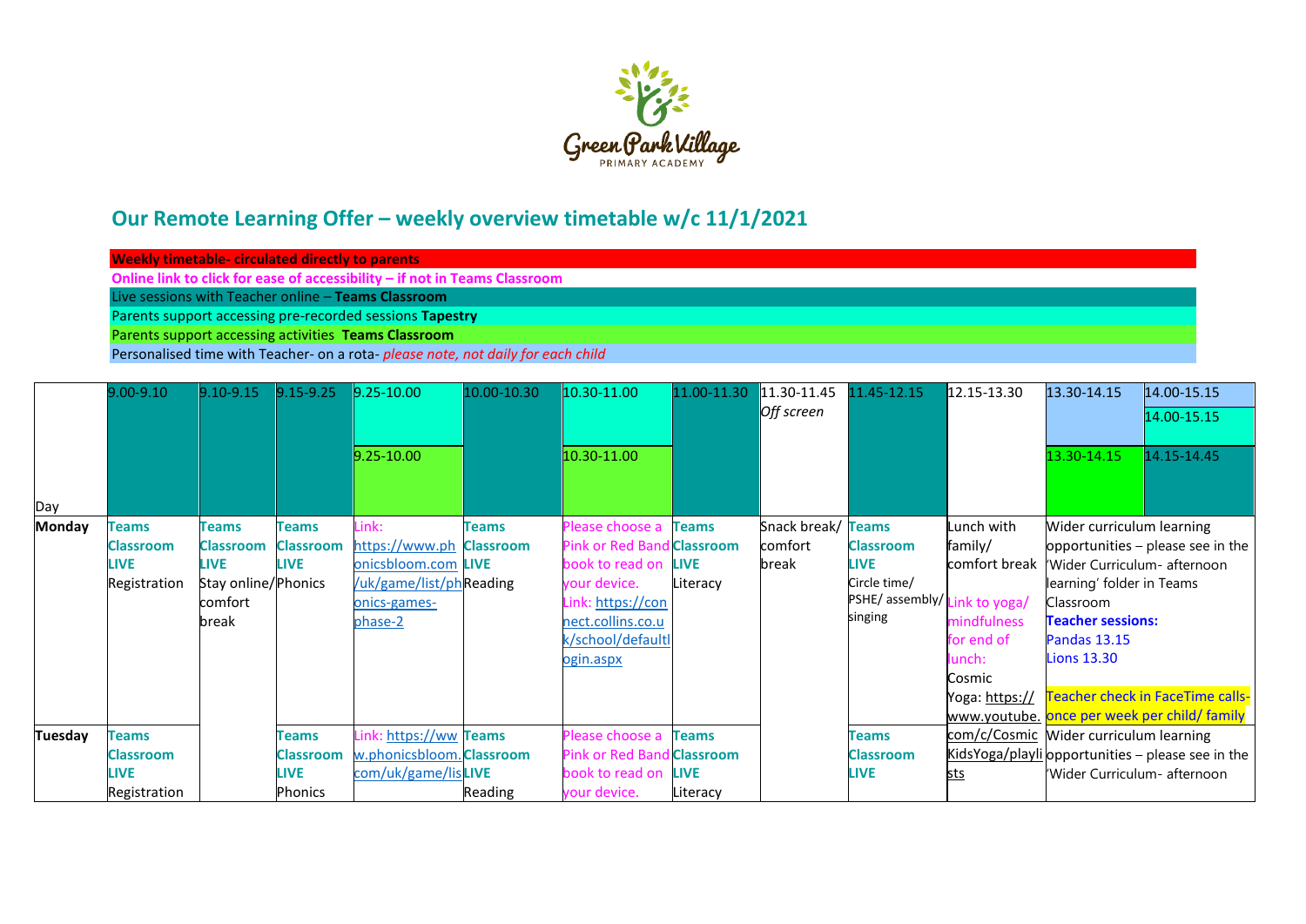Green Park Village
PRIMARY ACADEMY

## Our Remote Learning Offer – weekly overview timetable w/c 11/1/2021

**Weekly timetable- circulated directly to parents**

**Online link to click for ease of accessibility – if not in Teams Classroom**

Live sessions with Teacher online – **Teams Classroom**

Parents support accessing pre-recorded sessions **Tapestry**

Parents support accessing activities **Teams Classroom**

Personalised time with Teacher- on a rota- *please note, not daily for each child*

| Day | 9.00-9.10 | 9.10-9.15 | 9.15-9.25 | 9.25-10.00 / 9.25-10.00 | 10.00-10.30 | 10.30-11.00 / 10.30-11.00 | 11.00-11.30 | 11.30-11.45 *Off screen* | 11.45-12.15 | 12.15-13.30 | 13.30-14.15 / 13.30-14.15 | 14.00-15.15 / 14.00-15.15 / 14.15-14.45 |
|---|---|---|---|---|---|---|---|---|---|---|---|---|
| **Monday** | **Teams Classroom LIVE** Registration | **Teams Classroom LIVE** Stay online/ comfort break | **Teams Classroom LIVE** Phonics | Link: https://www.phonicsbloom.com/uk/game/list/phonics-games-phase-2 | **Teams Classroom LIVE** Reading | Please choose a Pink or Red Band book to read on your device. Link: https://connect.collins.co.uk/school/defaultlogin.aspx | **Teams Classroom LIVE** Literacy | Snack break/ comfort break | **Teams Classroom LIVE** Circle time/ PSHE/ assembly/ singing | Lunch with family/ comfort break Link to yoga/ mindfulness for end of lunch: Cosmic Yoga: https://www.youtube.com/c/CosmicKidsYoga/playlists | Wider curriculum learning opportunities – please see in the 'Wider Curriculum- afternoon learning' folder in Teams Classroom **Teacher sessions:** Pandas 13.15 Lions 13.30 Teacher check in FaceTime calls- once per week per child/ family | |
| **Tuesday** | **Teams Classroom LIVE** Registration | | **Teams Classroom LIVE** Phonics | Link: https://www.phonicsbloom.com/uk/game/lis | **Teams Classroom LIVE** Reading | Please choose a Pink or Red Band book to read on your device. | **Teams Classroom LIVE** Literacy | | **Teams Classroom LIVE** | | Wider curriculum learning opportunities – please see in the 'Wider Curriculum- afternoon | |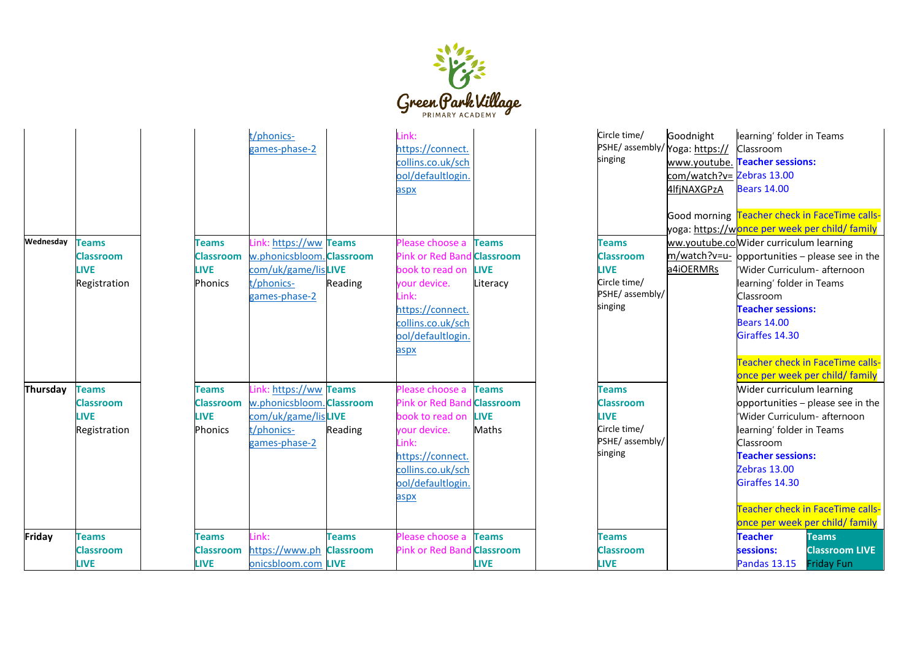| | | | | | | | | | | | | |
|---|---|---|---|---|---|---|---|---|---|---|---|---|
| | | | | t/phonics-games-phase-2 | | Link: https://connect.collins.co.uk/school/defaultlogin.aspx | | | Circle time/ PSHE/ assembly/ singing | Goodnight Yoga: https://www.youtube.com/watch?v=4lfjNAXGPzA<br><br>Good morning yoga: https://www.youtube.com/watch?v=u-a4iOERMRs | learning' folder in Teams Classroom **Teacher sessions:** Zebras 13.00 Bears 14.00<br><br>Teacher check in FaceTime calls- once per week per child/ family | |
| **Wednesday** | **Teams Classroom LIVE** Registration | | **Teams Classroom LIVE** Phonics | Link: https://www.phonicsbloom.com/uk/game/list/phonics-games-phase-2 | **Teams Classroom LIVE** Reading | Please choose a Pink or Red Band book to read on your device. Link: https://connect.collins.co.uk/school/defaultlogin.aspx | **Teams Classroom LIVE** Literacy | | **Teams Classroom LIVE** Circle time/ PSHE/ assembly/ singing | | Wider curriculum learning opportunities – please see in the 'Wider Curriculum- afternoon learning' folder in Teams Classroom **Teacher sessions:** Bears 14.00 Giraffes 14.30<br><br>Teacher check in FaceTime calls- once per week per child/ family | |
| **Thursday** | **Teams Classroom LIVE** Registration | | **Teams Classroom LIVE** Phonics | Link: https://www.phonicsbloom.com/uk/game/list/phonics-games-phase-2 | **Teams Classroom LIVE** Reading | Please choose a Pink or Red Band book to read on your device. Link: https://connect.collins.co.uk/school/defaultlogin.aspx | **Teams Classroom LIVE** Maths | | **Teams Classroom LIVE** Circle time/ PSHE/ assembly/ singing | | Wider curriculum learning opportunities – please see in the 'Wider Curriculum- afternoon learning' folder in Teams Classroom **Teacher sessions:** Zebras 13.00 Giraffes 14.30<br><br>Teacher check in FaceTime calls- once per week per child/ family | |
| **Friday** | **Teams Classroom LIVE** | | **Teams Classroom LIVE** | Link: https://www.phonicsbloom.com | **Teams Classroom LIVE** | Please choose a Pink or Red Band | **Teams Classroom LIVE** | | **Teams Classroom LIVE** | | **Teacher sessions:** Pandas 13.15 | **Teams Classroom LIVE** Friday Fun |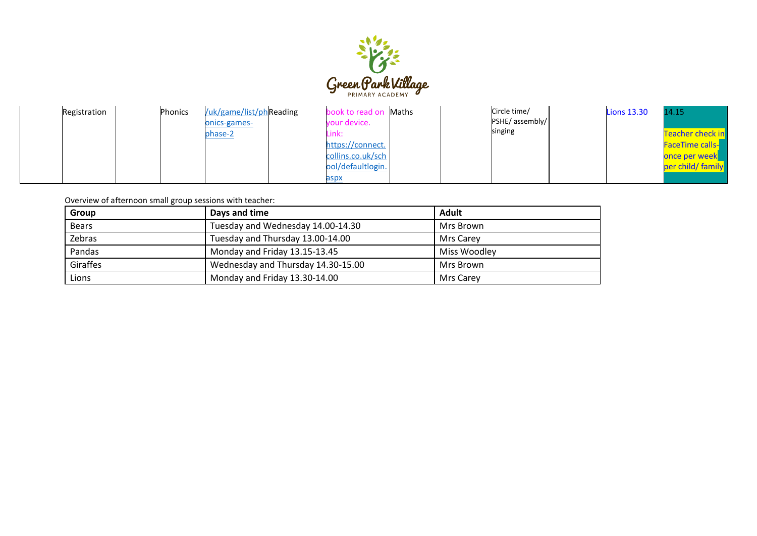Green Park Village PRIMARY ACADEMY

| | | | | | | | | | | | | |
|---|---|---|---|---|---|---|---|---|---|---|---|---|
| | Registration | | Phonics | /uk/game/list/phonics-games-phase-2 | Reading | book to read on your device. Link: https://connect.collins.co.uk/school/defaultlogin.aspx | Maths | | Circle time/ PSHE/ assembly/ singing | | Lions 13.30 | 14.15 Teacher check in FaceTime calls- once per week per child/ family |

Overview of afternoon small group sessions with teacher:

| Group | Days and time | Adult |
|---|---|---|
| Bears | Tuesday and Wednesday 14.00-14.30 | Mrs Brown |
| Zebras | Tuesday and Thursday 13.00-14.00 | Mrs Carey |
| Pandas | Monday and Friday 13.15-13.45 | Miss Woodley |
| Giraffes | Wednesday and Thursday 14.30-15.00 | Mrs Brown |
| Lions | Monday and Friday 13.30-14.00 | Mrs Carey |